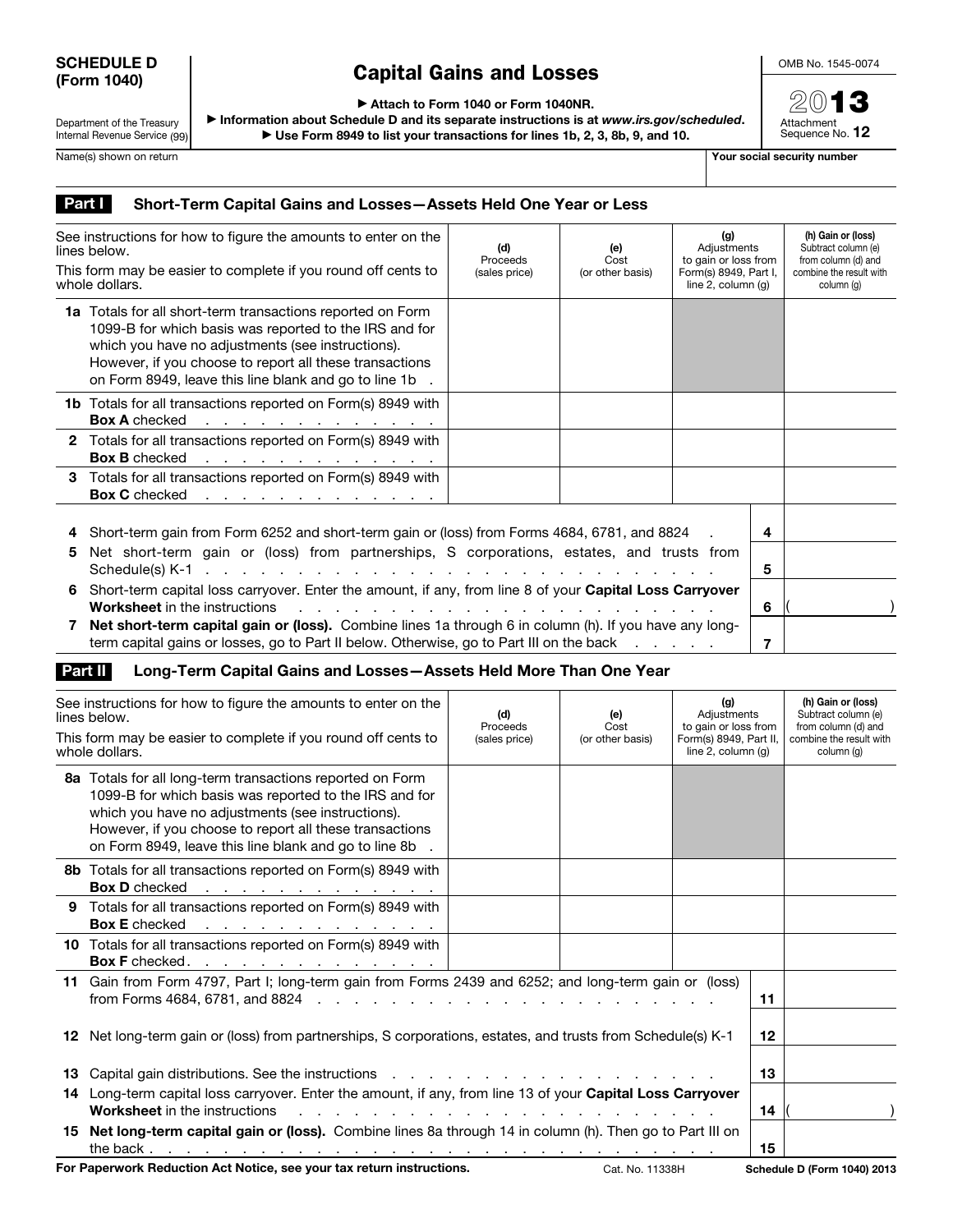**SCHEDULE D (Form 1040)**

Department of the Treasury
Internal Revenue Service (99)

# Capital Gains and Losses

▶ Attach to Form 1040 or Form 1040NR.
▶ Information about Schedule D and its separate instructions is at *www.irs.gov/scheduled*.
▶ Use Form 8949 to list your transactions for lines 1b, 2, 3, 8b, 9, and 10.

OMB No. 1545-0074

2013

Attachment Sequence No. **12**

| Name(s) shown on return | Your social security number |
| --- | --- |
| | |

## Part I — Short-Term Capital Gains and Losses—Assets Held One Year or Less

| See instructions for how to figure the amounts to enter on the lines below. This form may be easier to complete if you round off cents to whole dollars. | (d) Proceeds (sales price) | (e) Cost (or other basis) | (g) Adjustments to gain or loss from Form(s) 8949, Part I, line 2, column (g) | (h) Gain or (loss) Subtract column (e) from column (d) and combine the result with column (g) |
| --- | --- | --- | --- | --- |
| **1a** Totals for all short-term transactions reported on Form 1099-B for which basis was reported to the IRS and for which you have no adjustments (see instructions). However, if you choose to report all these transactions on Form 8949, leave this line blank and go to line 1b . | | | | |
| **1b** Totals for all transactions reported on Form(s) 8949 with **Box A** checked . . . . . . . . . . . . . . | | | | |
| **2** Totals for all transactions reported on Form(s) 8949 with **Box B** checked . . . . . . . . . . . . . . | | | | |
| **3** Totals for all transactions reported on Form(s) 8949 with **Box C** checked . . . . . . . . . . . . . . | | | | |

| | | |
| --- | --- | --- |
| **4** Short-term gain from Form 6252 and short-term gain or (loss) from Forms 4684, 6781, and 8824 . | 4 | |
| **5** Net short-term gain or (loss) from partnerships, S corporations, estates, and trusts from Schedule(s) K-1 . . . . . . . . . . . . . . . . . . . . . . . . . . . . . . | 5 | |
| **6** Short-term capital loss carryover. Enter the amount, if any, from line 8 of your **Capital Loss Carryover Worksheet** in the instructions . . . . . . . . . . . . . . . . . . . . . . . . . | 6 | ( ) |
| **7** **Net short-term capital gain or (loss).** Combine lines 1a through 6 in column (h). If you have any long-term capital gains or losses, go to Part II below. Otherwise, go to Part III on the back . . . . . | 7 | |

## Part II — Long-Term Capital Gains and Losses—Assets Held More Than One Year

| See instructions for how to figure the amounts to enter on the lines below. This form may be easier to complete if you round off cents to whole dollars. | (d) Proceeds (sales price) | (e) Cost (or other basis) | (g) Adjustments to gain or loss from Form(s) 8949, Part II, line 2, column (g) | (h) Gain or (loss) Subtract column (e) from column (d) and combine the result with column (g) |
| --- | --- | --- | --- | --- |
| **8a** Totals for all long-term transactions reported on Form 1099-B for which basis was reported to the IRS and for which you have no adjustments (see instructions). However, if you choose to report all these transactions on Form 8949, leave this line blank and go to line 8b . | | | | |
| **8b** Totals for all transactions reported on Form(s) 8949 with **Box D** checked . . . . . . . . . . . . . . | | | | |
| **9** Totals for all transactions reported on Form(s) 8949 with **Box E** checked . . . . . . . . . . . . . . | | | | |
| **10** Totals for all transactions reported on Form(s) 8949 with **Box F** checked. . . . . . . . . . . . . . . | | | | |

| | | |
| --- | --- | --- |
| **11** Gain from Form 4797, Part I; long-term gain from Forms 2439 and 6252; and long-term gain or (loss) from Forms 4684, 6781, and 8824 . . . . . . . . . . . . . . . . . . . . . . . . | 11 | |
| **12** Net long-term gain or (loss) from partnerships, S corporations, estates, and trusts from Schedule(s) K-1 | 12 | |
| **13** Capital gain distributions. See the instructions . . . . . . . . . . . . . . . . . . . . . | 13 | |
| **14** Long-term capital loss carryover. Enter the amount, if any, from line 13 of your **Capital Loss Carryover Worksheet** in the instructions . . . . . . . . . . . . . . . . . . . . . . . . . | 14 | ( ) |
| **15** **Net long-term capital gain or (loss).** Combine lines 8a through 14 in column (h). Then go to Part III on the back . . . . . . . . . . . . . . . . . . . . . . . . . . . . . . . . | 15 | |

**For Paperwork Reduction Act Notice, see your tax return instructions.** Cat. No. 11338H **Schedule D (Form 1040) 2013**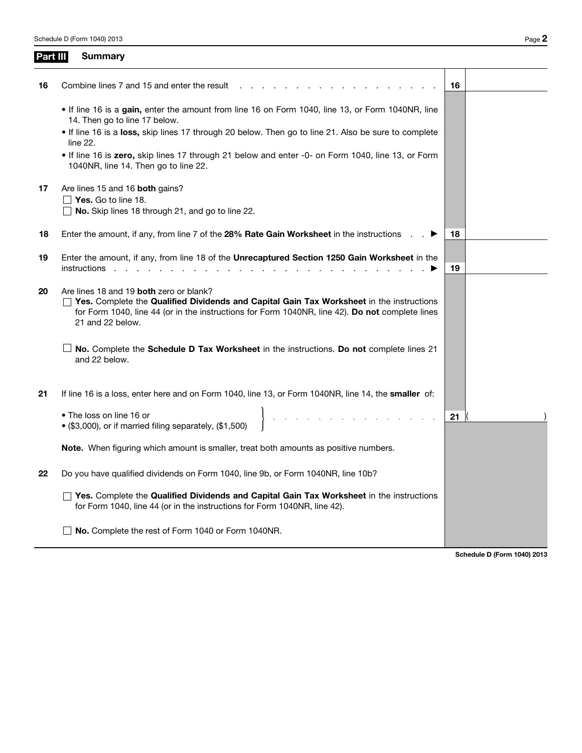## Part III Summary

**16** Combine lines 7 and 15 and enter the result . . . . . . . . . . . . . . . . . . . **16**

- If line 16 is a **gain,** enter the amount from line 16 on Form 1040, line 13, or Form 1040NR, line 14. Then go to line 17 below.
- If line 16 is a **loss,** skip lines 17 through 20 below. Then go to line 21. Also be sure to complete line 22.
- If line 16 is **zero,** skip lines 17 through 21 below and enter -0- on Form 1040, line 13, or Form 1040NR, line 14. Then go to line 22.

**17** Are lines 15 and 16 **both** gains?

☐ **Yes.** Go to line 18.

☐ **No.** Skip lines 18 through 21, and go to line 22.

**18** Enter the amount, if any, from line 7 of the **28% Rate Gain Worksheet** in the instructions . . ▶ **18**

**19** Enter the amount, if any, from line 18 of the **Unrecaptured Section 1250 Gain Worksheet** in the instructions . . . . . . . . . . . . . . . . . . . . . . . . . . . . . . . ▶ **19**

**20** Are lines 18 and 19 **both** zero or blank?

☐ **Yes.** Complete the **Qualified Dividends and Capital Gain Tax Worksheet** in the instructions for Form 1040, line 44 (or in the instructions for Form 1040NR, line 42). **Do not** complete lines 21 and 22 below.

☐ **No.** Complete the **Schedule D Tax Worksheet** in the instructions. **Do not** complete lines 21 and 22 below.

**21** If line 16 is a loss, enter here and on Form 1040, line 13, or Form 1040NR, line 14, the **smaller** of:

- The loss on line 16 or
- ($3,000), or if married filing separately, ($1,500)

. . . . . . . . . . . . . . . . . . . . **21** (  )

**Note.** When figuring which amount is smaller, treat both amounts as positive numbers.

**22** Do you have qualified dividends on Form 1040, line 9b, or Form 1040NR, line 10b?

☐ **Yes.** Complete the **Qualified Dividends and Capital Gain Tax Worksheet** in the instructions for Form 1040, line 44 (or in the instructions for Form 1040NR, line 42).

☐ **No.** Complete the rest of Form 1040 or Form 1040NR.